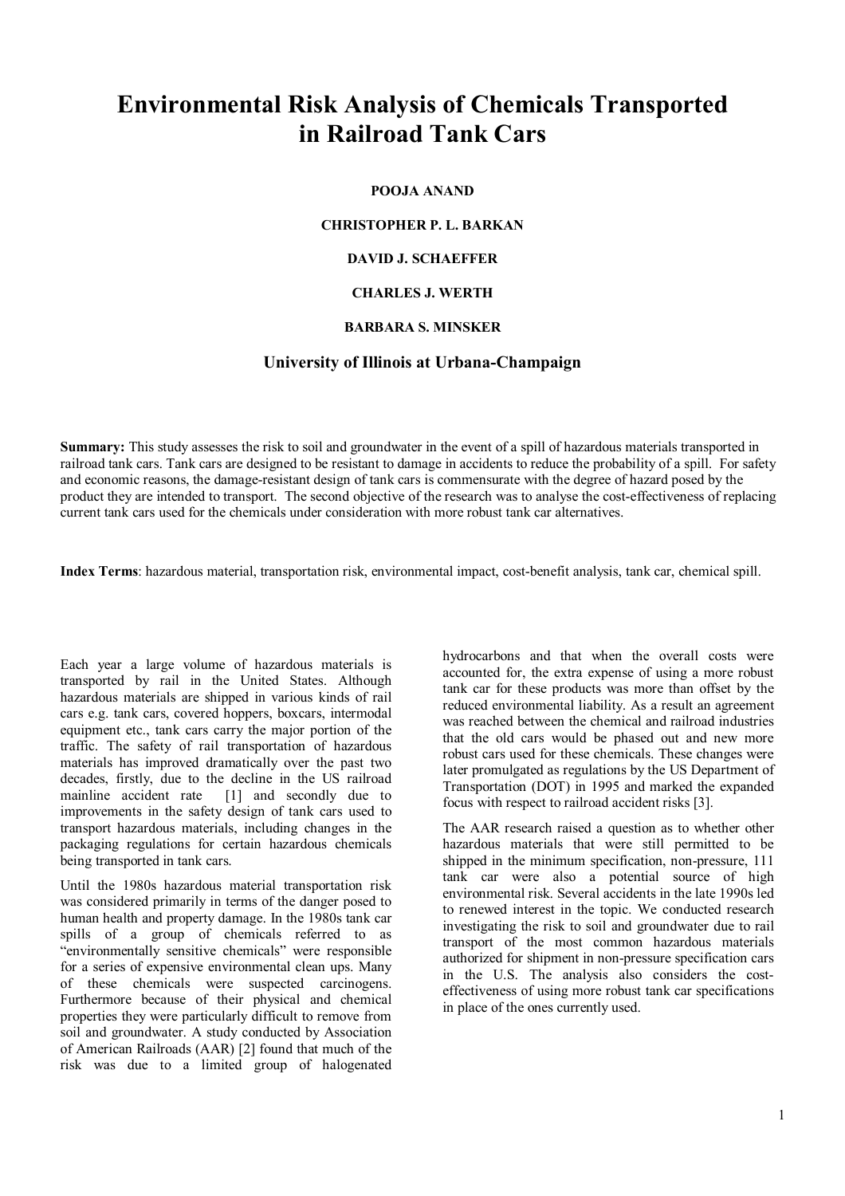# Environmental Risk Analysis of Chemicals Transported in Railroad Tank Cars

**POOJA ANAND**

**CHRISTOPHER P. L. BARKAN**

**DAVID J. SCHAEFFER**

**CHARLES J. WERTH**

**BARBARA S. MINSKER**

**University of Illinois at Urbana-Champaign**

**Summary:** This study assesses the risk to soil and groundwater in the event of a spill of hazardous materials transported in railroad tank cars. Tank cars are designed to be resistant to damage in accidents to reduce the probability of a spill. For safety and economic reasons, the damage-resistant design of tank cars is commensurate with the degree of hazard posed by the product they are intended to transport. The second objective of the research was to analyse the cost-effectiveness of replacing current tank cars used for the chemicals under consideration with more robust tank car alternatives.

**Index Terms**: hazardous material, transportation risk, environmental impact, cost-benefit analysis, tank car, chemical spill.

Each year a large volume of hazardous materials is transported by rail in the United States. Although hazardous materials are shipped in various kinds of rail cars e.g. tank cars, covered hoppers, boxcars, intermodal equipment etc., tank cars carry the major portion of the traffic. The safety of rail transportation of hazardous materials has improved dramatically over the past two decades, firstly, due to the decline in the US railroad mainline accident rate [1] and secondly due to improvements in the safety design of tank cars used to transport hazardous materials, including changes in the packaging regulations for certain hazardous chemicals being transported in tank cars.

Until the 1980s hazardous material transportation risk was considered primarily in terms of the danger posed to human health and property damage. In the 1980s tank car spills of a group of chemicals referred to as "environmentally sensitive chemicals" were responsible for a series of expensive environmental clean ups. Many of these chemicals were suspected carcinogens. Furthermore because of their physical and chemical properties they were particularly difficult to remove from soil and groundwater. A study conducted by Association of American Railroads (AAR) [2] found that much of the risk was due to a limited group of halogenated hydrocarbons and that when the overall costs were accounted for, the extra expense of using a more robust tank car for these products was more than offset by the reduced environmental liability. As a result an agreement was reached between the chemical and railroad industries that the old cars would be phased out and new more robust cars used for these chemicals. These changes were later promulgated as regulations by the US Department of Transportation (DOT) in 1995 and marked the expanded focus with respect to railroad accident risks [3].

The AAR research raised a question as to whether other hazardous materials that were still permitted to be shipped in the minimum specification, non-pressure, 111 tank car were also a potential source of high environmental risk. Several accidents in the late 1990s led to renewed interest in the topic. We conducted research investigating the risk to soil and groundwater due to rail transport of the most common hazardous materials authorized for shipment in non-pressure specification cars in the U.S. The analysis also considers the cost-effectiveness of using more robust tank car specifications in place of the ones currently used.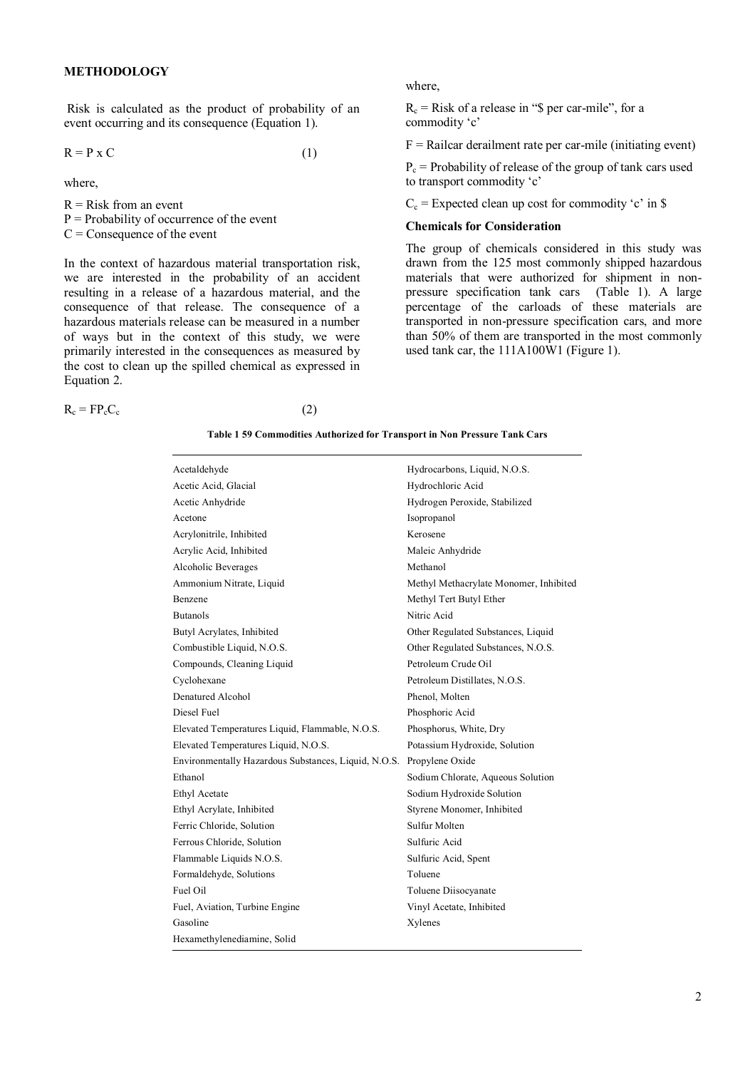## METHODOLOGY

Risk is calculated as the product of probability of an event occurring and its consequence (Equation 1).

$$R = P \times C \quad (1)$$

where,

$R$ = Risk from an event
$P$ = Probability of occurrence of the event
$C$ = Consequence of the event

In the context of hazardous material transportation risk, we are interested in the probability of an accident resulting in a release of a hazardous material, and the consequence of that release. The consequence of a hazardous materials release can be measured in a number of ways but in the context of this study, we were primarily interested in the consequences as measured by the cost to clean up the spilled chemical as expressed in Equation 2.

$$R_c = FP_cC_c \quad (2)$$

where,

$R_c$ = Risk of a release in "\$ per car-mile", for a commodity 'c'

$F$ = Railcar derailment rate per car-mile (initiating event)

$P_c$ = Probability of release of the group of tank cars used to transport commodity 'c'

$C_c$ = Expected clean up cost for commodity 'c' in \$

### Chemicals for Consideration

The group of chemicals considered in this study was drawn from the 125 most commonly shipped hazardous materials that were authorized for shipment in non-pressure specification tank cars (Table 1). A large percentage of the carloads of these materials are transported in non-pressure specification cars, and more than 50% of them are transported in the most commonly used tank car, the 111A100W1 (Figure 1).

**Table 1 59 Commodities Authorized for Transport in Non Pressure Tank Cars**

| | |
|---|---|
| Acetaldehyde | Hydrocarbons, Liquid, N.O.S. |
| Acetic Acid, Glacial | Hydrochloric Acid |
| Acetic Anhydride | Hydrogen Peroxide, Stabilized |
| Acetone | Isopropanol |
| Acrylonitrile, Inhibited | Kerosene |
| Acrylic Acid, Inhibited | Maleic Anhydride |
| Alcoholic Beverages | Methanol |
| Ammonium Nitrate, Liquid | Methyl Methacrylate Monomer, Inhibited |
| Benzene | Methyl Tert Butyl Ether |
| Butanols | Nitric Acid |
| Butyl Acrylates, Inhibited | Other Regulated Substances, Liquid |
| Combustible Liquid, N.O.S. | Other Regulated Substances, N.O.S. |
| Compounds, Cleaning Liquid | Petroleum Crude Oil |
| Cyclohexane | Petroleum Distillates, N.O.S. |
| Denatured Alcohol | Phenol, Molten |
| Diesel Fuel | Phosphoric Acid |
| Elevated Temperatures Liquid, Flammable, N.O.S. | Phosphorus, White, Dry |
| Elevated Temperatures Liquid, N.O.S. | Potassium Hydroxide, Solution |
| Environmentally Hazardous Substances, Liquid, N.O.S. | Propylene Oxide |
| Ethanol | Sodium Chlorate, Aqueous Solution |
| Ethyl Acetate | Sodium Hydroxide Solution |
| Ethyl Acrylate, Inhibited | Styrene Monomer, Inhibited |
| Ferric Chloride, Solution | Sulfur Molten |
| Ferrous Chloride, Solution | Sulfuric Acid |
| Flammable Liquids N.O.S. | Sulfuric Acid, Spent |
| Formaldehyde, Solutions | Toluene |
| Fuel Oil | Toluene Diisocyanate |
| Fuel, Aviation, Turbine Engine | Vinyl Acetate, Inhibited |
| Gasoline | Xylenes |
| Hexamethylenediamine, Solid | |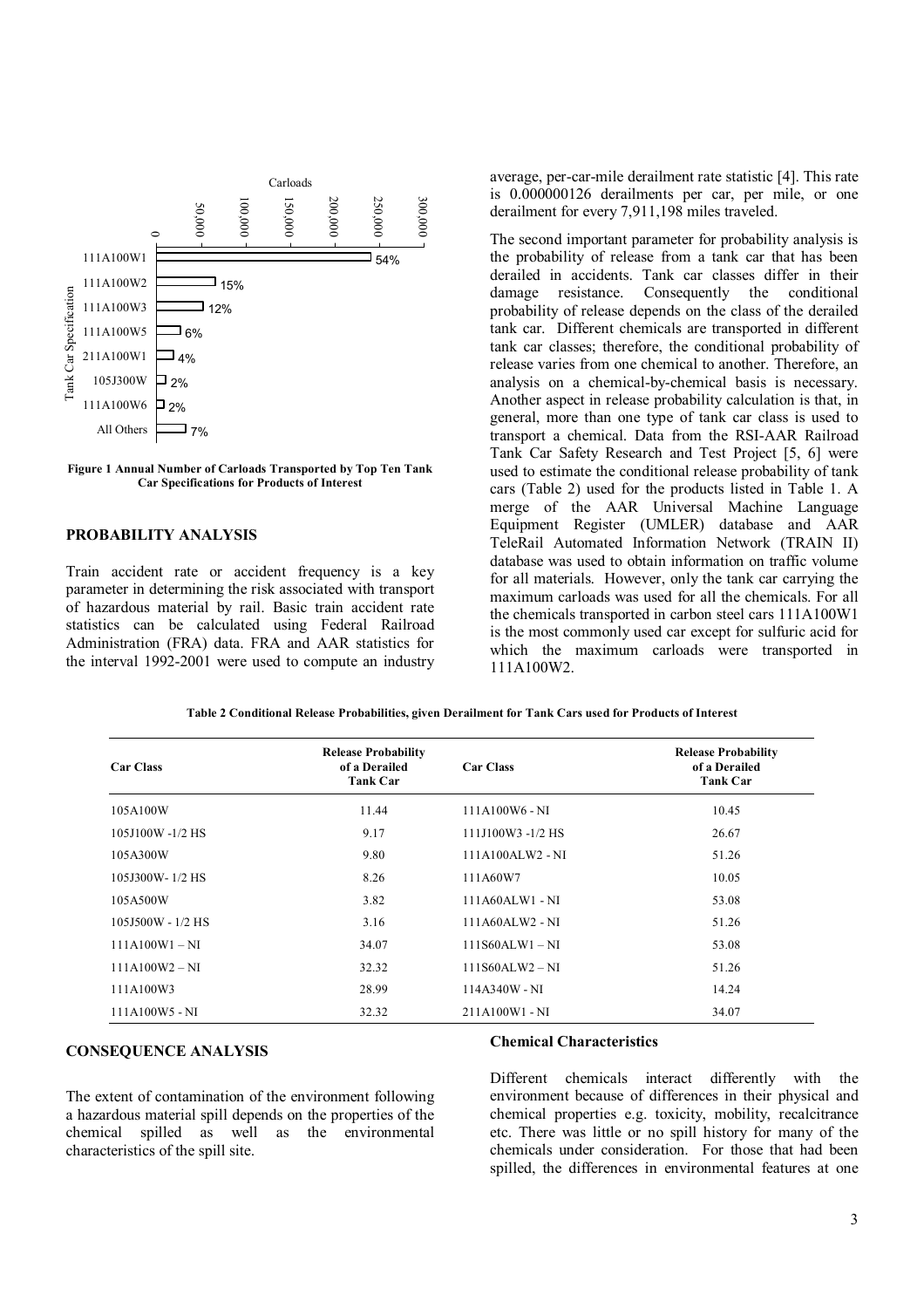Carloads

0
50,000
100,000
150,000
200,000
250,000
300,000

Tank Car Specification

111A100W1 54%
111A100W2 15%
111A100W3 12%
111A100W5 6%
211A100W1 4%
105J300W 2%
111A100W6 2%
All Others 7%

**Figure 1 Annual Number of Carloads Transported by Top Ten Tank Car Specifications for Products of Interest**

## PROBABILITY ANALYSIS

Train accident rate or accident frequency is a key parameter in determining the risk associated with transport of hazardous material by rail. Basic train accident rate statistics can be calculated using Federal Railroad Administration (FRA) data. FRA and AAR statistics for the interval 1992-2001 were used to compute an industry average, per-car-mile derailment rate statistic [4]. This rate is 0.000000126 derailments per car, per mile, or one derailment for every 7,911,198 miles traveled.

The second important parameter for probability analysis is the probability of release from a tank car that has been derailed in accidents. Tank car classes differ in their damage resistance. Consequently the conditional probability of release depends on the class of the derailed tank car. Different chemicals are transported in different tank car classes; therefore, the conditional probability of release varies from one chemical to another. Therefore, an analysis on a chemical-by-chemical basis is necessary. Another aspect in release probability calculation is that, in general, more than one type of tank car class is used to transport a chemical. Data from the RSI-AAR Railroad Tank Car Safety Research and Test Project [5, 6] were used to estimate the conditional release probability of tank cars (Table 2) used for the products listed in Table 1. A merge of the AAR Universal Machine Language Equipment Register (UMLER) database and AAR TeleRail Automated Information Network (TRAIN II) database was used to obtain information on traffic volume for all materials. However, only the tank car carrying the maximum carloads was used for all the chemicals. For all the chemicals transported in carbon steel cars 111A100W1 is the most commonly used car except for sulfuric acid for which the maximum carloads were transported in 111A100W2.

**Table 2 Conditional Release Probabilities, given Derailment for Tank Cars used for Products of Interest**

| Car Class | Release Probability of a Derailed Tank Car | Car Class | Release Probability of a Derailed Tank Car |
|---|---|---|---|
| 105A100W | 11.44 | 111A100W6 - NI | 10.45 |
| 105J100W -1/2 HS | 9.17 | 111J100W3 -1/2 HS | 26.67 |
| 105A300W | 9.80 | 111A100ALW2 - NI | 51.26 |
| 105J300W- 1/2 HS | 8.26 | 111A60W7 | 10.05 |
| 105A500W | 3.82 | 111A60ALW1 - NI | 53.08 |
| 105J500W - 1/2 HS | 3.16 | 111A60ALW2 - NI | 51.26 |
| 111A100W1 – NI | 34.07 | 111S60ALW1 – NI | 53.08 |
| 111A100W2 – NI | 32.32 | 111S60ALW2 – NI | 51.26 |
| 111A100W3 | 28.99 | 114A340W - NI | 14.24 |
| 111A100W5 - NI | 32.32 | 211A100W1 - NI | 34.07 |

## CONSEQUENCE ANALYSIS

The extent of contamination of the environment following a hazardous material spill depends on the properties of the chemical spilled as well as the environmental characteristics of the spill site.

### Chemical Characteristics

Different chemicals interact differently with the environment because of differences in their physical and chemical properties e.g. toxicity, mobility, recalcitrance etc. There was little or no spill history for many of the chemicals under consideration. For those that had been spilled, the differences in environmental features at one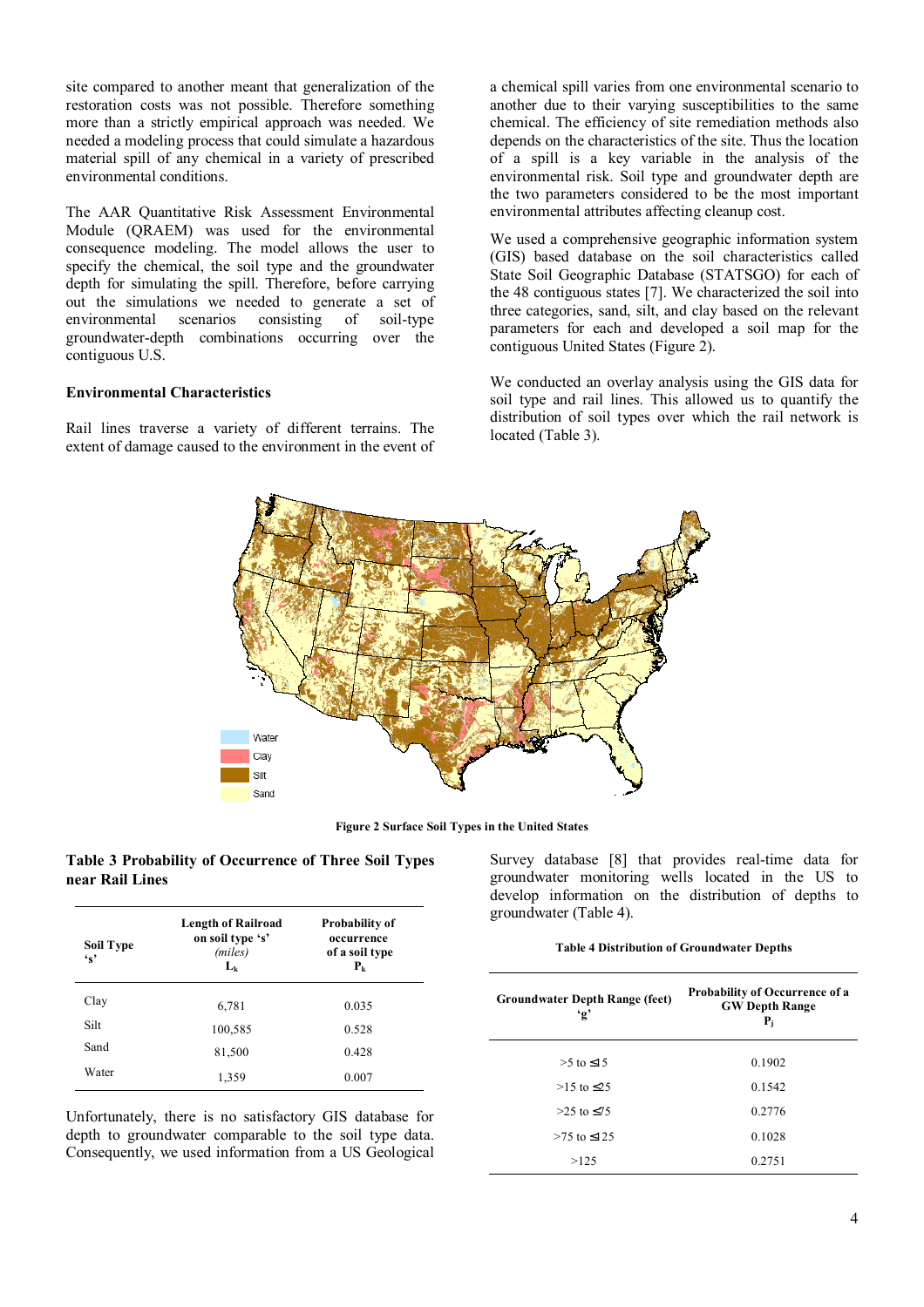site compared to another meant that generalization of the restoration costs was not possible. Therefore something more than a strictly empirical approach was needed. We needed a modeling process that could simulate a hazardous material spill of any chemical in a variety of prescribed environmental conditions.

The AAR Quantitative Risk Assessment Environmental Module (QRAEM) was used for the environmental consequence modeling. The model allows the user to specify the chemical, the soil type and the groundwater depth for simulating the spill. Therefore, before carrying out the simulations we needed to generate a set of environmental scenarios consisting of soil-type groundwater-depth combinations occurring over the contiguous U.S.

**Environmental Characteristics**

Rail lines traverse a variety of different terrains. The extent of damage caused to the environment in the event of a chemical spill varies from one environmental scenario to another due to their varying susceptibilities to the same chemical. The efficiency of site remediation methods also depends on the characteristics of the site. Thus the location of a spill is a key variable in the analysis of the environmental risk. Soil type and groundwater depth are the two parameters considered to be the most important environmental attributes affecting cleanup cost.

We used a comprehensive geographic information system (GIS) based database on the soil characteristics called State Soil Geographic Database (STATSGO) for each of the 48 contiguous states [7]. We characterized the soil into three categories, sand, silt, and clay based on the relevant parameters for each and developed a soil map for the contiguous United States (Figure 2).

We conducted an overlay analysis using the GIS data for soil type and rail lines. This allowed us to quantify the distribution of soil types over which the rail network is located (Table 3).

Water
Clay
Silt
Sand

**Figure 2 Surface Soil Types in the United States**

**Table 3 Probability of Occurrence of Three Soil Types near Rail Lines**

| Soil Type 's' | Length of Railroad on soil type 's' *(miles)* $L_k$ | Probability of occurrence of a soil type $P_k$ |
|---|---|---|
| Clay | 6,781 | 0.035 |
| Silt | 100,585 | 0.528 |
| Sand | 81,500 | 0.428 |
| Water | 1,359 | 0.007 |

Unfortunately, there is no satisfactory GIS database for depth to groundwater comparable to the soil type data. Consequently, we used information from a US Geological Survey database [8] that provides real-time data for groundwater monitoring wells located in the US to develop information on the distribution of depths to groundwater (Table 4).

**Table 4 Distribution of Groundwater Depths**

| Groundwater Depth Range (feet) 'g' | Probability of Occurrence of a GW Depth Range $P_j$ |
|---|---|
| >5 to ≤15 | 0.1902 |
| >15 to ≤25 | 0.1542 |
| >25 to ≤75 | 0.2776 |
| >75 to ≤125 | 0.1028 |
| >125 | 0.2751 |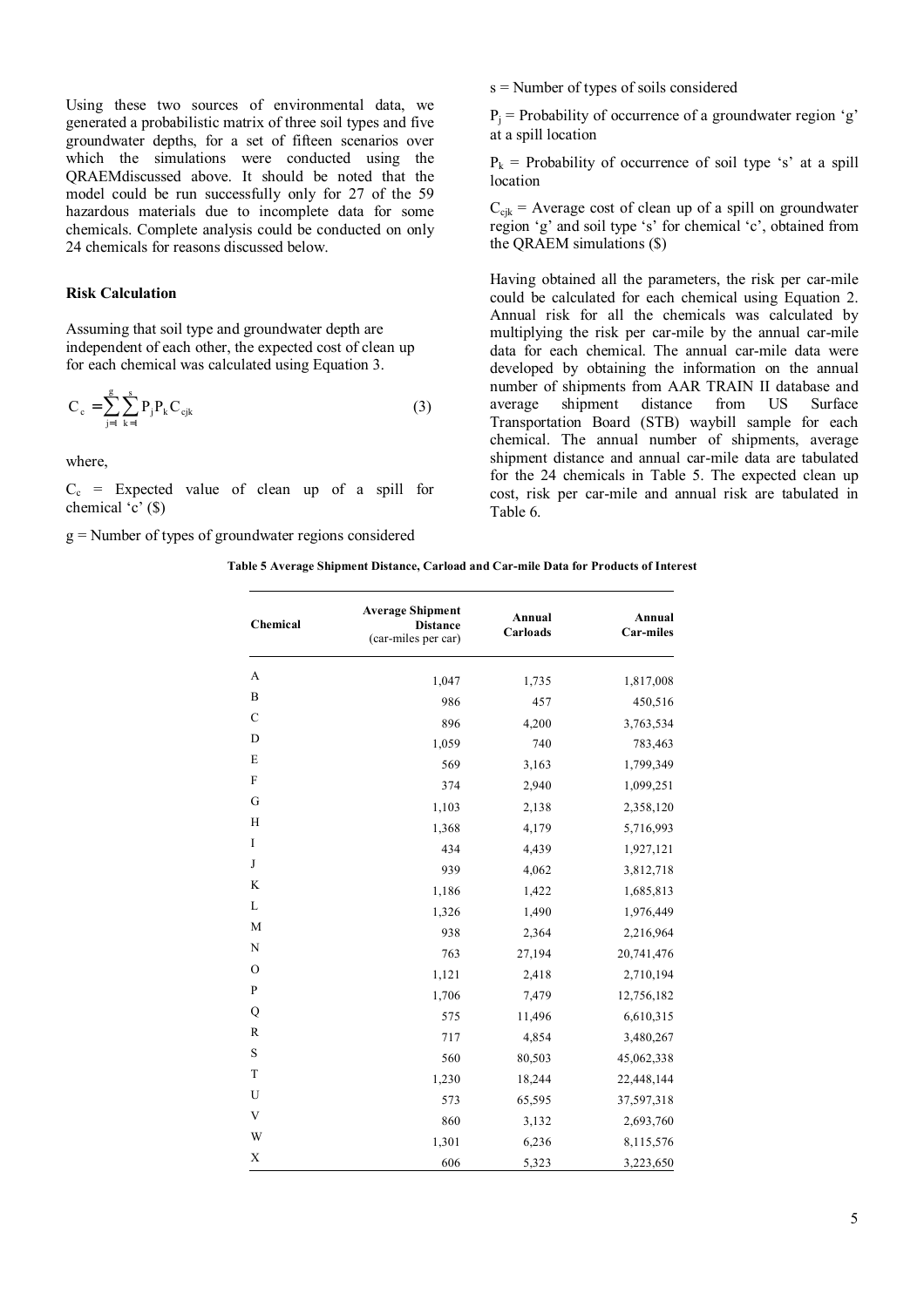Using these two sources of environmental data, we generated a probabilistic matrix of three soil types and five groundwater depths, for a set of fifteen scenarios over which the simulations were conducted using the QRAEMdiscussed above. It should be noted that the model could be run successfully only for 27 of the 59 hazardous materials due to incomplete data for some chemicals. Complete analysis could be conducted on only 24 chemicals for reasons discussed below.

**Risk Calculation**

Assuming that soil type and groundwater depth are independent of each other, the expected cost of clean up for each chemical was calculated using Equation 3.

$$C_c = \sum_{j=1}^{g} \sum_{k=1}^{s} P_j P_k C_{cjk} \tag{3}$$

where,

$C_c$ = Expected value of clean up of a spill for chemical 'c' ($)

g = Number of types of groundwater regions considered

s = Number of types of soils considered

$P_j$ = Probability of occurrence of a groundwater region 'g' at a spill location

$P_k$ = Probability of occurrence of soil type 's' at a spill location

$C_{cjk}$ = Average cost of clean up of a spill on groundwater region 'g' and soil type 's' for chemical 'c', obtained from the QRAEM simulations ($)

Having obtained all the parameters, the risk per car-mile could be calculated for each chemical using Equation 2. Annual risk for all the chemicals was calculated by multiplying the risk per car-mile by the annual car-mile data for each chemical. The annual car-mile data were developed by obtaining the information on the annual number of shipments from AAR TRAIN II database and average shipment distance from US Surface Transportation Board (STB) waybill sample for each chemical. The annual number of shipments, average shipment distance and annual car-mile data are tabulated for the 24 chemicals in Table 5. The expected clean up cost, risk per car-mile and annual risk are tabulated in Table 6.

**Table 5 Average Shipment Distance, Carload and Car-mile Data for Products of Interest**

| Chemical | Average Shipment Distance (car-miles per car) | Annual Carloads | Annual Car-miles |
|---|---|---|---|
| A | 1,047 | 1,735 | 1,817,008 |
| B | 986 | 457 | 450,516 |
| C | 896 | 4,200 | 3,763,534 |
| D | 1,059 | 740 | 783,463 |
| E | 569 | 3,163 | 1,799,349 |
| F | 374 | 2,940 | 1,099,251 |
| G | 1,103 | 2,138 | 2,358,120 |
| H | 1,368 | 4,179 | 5,716,993 |
| I | 434 | 4,439 | 1,927,121 |
| J | 939 | 4,062 | 3,812,718 |
| K | 1,186 | 1,422 | 1,685,813 |
| L | 1,326 | 1,490 | 1,976,449 |
| M | 938 | 2,364 | 2,216,964 |
| N | 763 | 27,194 | 20,741,476 |
| O | 1,121 | 2,418 | 2,710,194 |
| P | 1,706 | 7,479 | 12,756,182 |
| Q | 575 | 11,496 | 6,610,315 |
| R | 717 | 4,854 | 3,480,267 |
| S | 560 | 80,503 | 45,062,338 |
| T | 1,230 | 18,244 | 22,448,144 |
| U | 573 | 65,595 | 37,597,318 |
| V | 860 | 3,132 | 2,693,760 |
| W | 1,301 | 6,236 | 8,115,576 |
| X | 606 | 5,323 | 3,223,650 |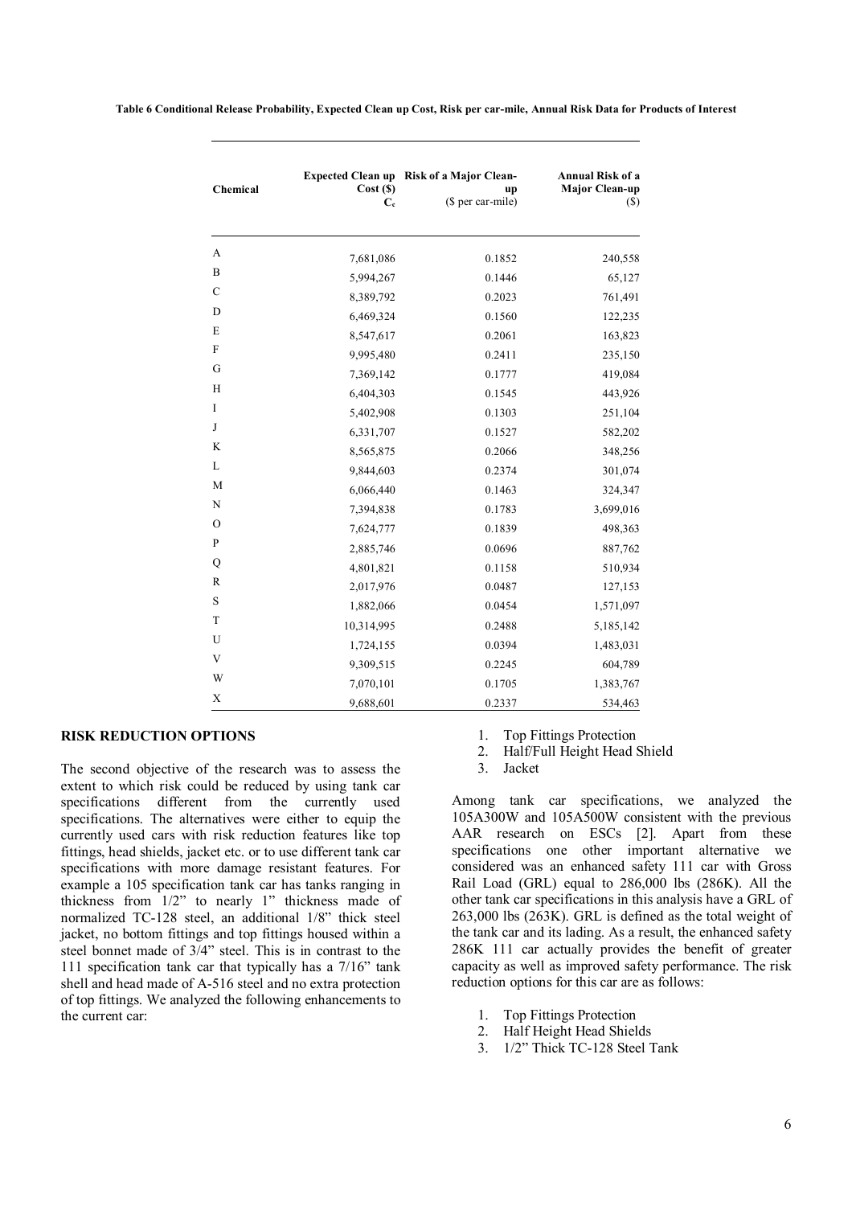**Table 6 Conditional Release Probability, Expected Clean up Cost, Risk per car-mile, Annual Risk Data for Products of Interest**

| Chemical | Expected Clean up Cost ($) $C_c$ | Risk of a Major Clean-up ($ per car-mile) | Annual Risk of a Major Clean-up ($) |
|---|---|---|---|
| A | 7,681,086 | 0.1852 | 240,558 |
| B | 5,994,267 | 0.1446 | 65,127 |
| C | 8,389,792 | 0.2023 | 761,491 |
| D | 6,469,324 | 0.1560 | 122,235 |
| E | 8,547,617 | 0.2061 | 163,823 |
| F | 9,995,480 | 0.2411 | 235,150 |
| G | 7,369,142 | 0.1777 | 419,084 |
| H | 6,404,303 | 0.1545 | 443,926 |
| I | 5,402,908 | 0.1303 | 251,104 |
| J | 6,331,707 | 0.1527 | 582,202 |
| K | 8,565,875 | 0.2066 | 348,256 |
| L | 9,844,603 | 0.2374 | 301,074 |
| M | 6,066,440 | 0.1463 | 324,347 |
| N | 7,394,838 | 0.1783 | 3,699,016 |
| O | 7,624,777 | 0.1839 | 498,363 |
| P | 2,885,746 | 0.0696 | 887,762 |
| Q | 4,801,821 | 0.1158 | 510,934 |
| R | 2,017,976 | 0.0487 | 127,153 |
| S | 1,882,066 | 0.0454 | 1,571,097 |
| T | 10,314,995 | 0.2488 | 5,185,142 |
| U | 1,724,155 | 0.0394 | 1,483,031 |
| V | 9,309,515 | 0.2245 | 604,789 |
| W | 7,070,101 | 0.1705 | 1,383,767 |
| X | 9,688,601 | 0.2337 | 534,463 |

## RISK REDUCTION OPTIONS

The second objective of the research was to assess the extent to which risk could be reduced by using tank car specifications different from the currently used specifications. The alternatives were either to equip the currently used cars with risk reduction features like top fittings, head shields, jacket etc. or to use different tank car specifications with more damage resistant features. For example a 105 specification tank car has tanks ranging in thickness from 1/2" to nearly 1" thickness made of normalized TC-128 steel, an additional 1/8" thick steel jacket, no bottom fittings and top fittings housed within a steel bonnet made of 3/4" steel. This is in contrast to the 111 specification tank car that typically has a 7/16" tank shell and head made of A-516 steel and no extra protection of top fittings. We analyzed the following enhancements to the current car:

1. Top Fittings Protection
2. Half/Full Height Head Shield
3. Jacket

Among tank car specifications, we analyzed the 105A300W and 105A500W consistent with the previous AAR research on ESCs [2]. Apart from these specifications one other important alternative we considered was an enhanced safety 111 car with Gross Rail Load (GRL) equal to 286,000 lbs (286K). All the other tank car specifications in this analysis have a GRL of 263,000 lbs (263K). GRL is defined as the total weight of the tank car and its lading. As a result, the enhanced safety 286K 111 car actually provides the benefit of greater capacity as well as improved safety performance. The risk reduction options for this car are as follows:

1. Top Fittings Protection
2. Half Height Head Shields
3. 1/2" Thick TC-128 Steel Tank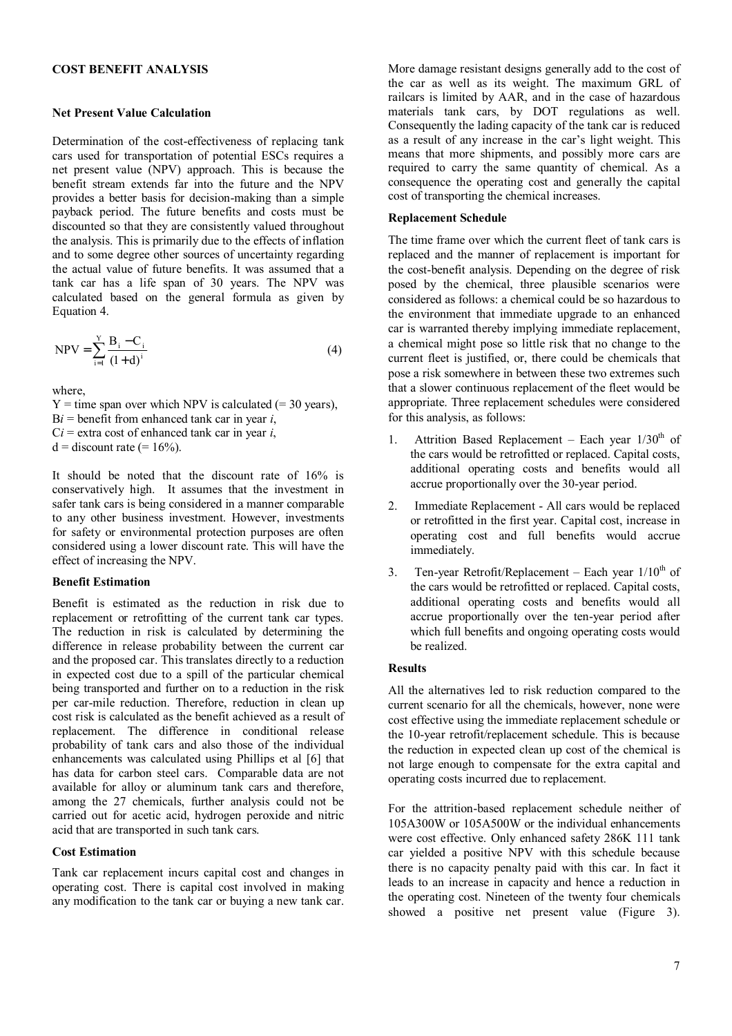## COST BENEFIT ANALYSIS

### Net Present Value Calculation

Determination of the cost-effectiveness of replacing tank cars used for transportation of potential ESCs requires a net present value (NPV) approach. This is because the benefit stream extends far into the future and the NPV provides a better basis for decision-making than a simple payback period. The future benefits and costs must be discounted so that they are consistently valued throughout the analysis. This is primarily due to the effects of inflation and to some degree other sources of uncertainty regarding the actual value of future benefits. It was assumed that a tank car has a life span of 30 years. The NPV was calculated based on the general formula as given by Equation 4.

$$\text{NPV} = \sum_{i=1}^{Y} \frac{B_i - C_i}{(1+d)^i} \tag{4}$$

where,

$Y$ = time span over which NPV is calculated (= 30 years),
$B_i$ = benefit from enhanced tank car in year $i$,
$C_i$ = extra cost of enhanced tank car in year $i$,
$d$ = discount rate (= 16%).

It should be noted that the discount rate of 16% is conservatively high. It assumes that the investment in safer tank cars is being considered in a manner comparable to any other business investment. However, investments for safety or environmental protection purposes are often considered using a lower discount rate. This will have the effect of increasing the NPV.

### Benefit Estimation

Benefit is estimated as the reduction in risk due to replacement or retrofitting of the current tank car types. The reduction in risk is calculated by determining the difference in release probability between the current car and the proposed car. This translates directly to a reduction in expected cost due to a spill of the particular chemical being transported and further on to a reduction in the risk per car-mile reduction. Therefore, reduction in clean up cost risk is calculated as the benefit achieved as a result of replacement. The difference in conditional release probability of tank cars and also those of the individual enhancements was calculated using Phillips et al [6] that has data for carbon steel cars. Comparable data are not available for alloy or aluminum tank cars and therefore, among the 27 chemicals, further analysis could not be carried out for acetic acid, hydrogen peroxide and nitric acid that are transported in such tank cars.

### Cost Estimation

Tank car replacement incurs capital cost and changes in operating cost. There is capital cost involved in making any modification to the tank car or buying a new tank car. More damage resistant designs generally add to the cost of the car as well as its weight. The maximum GRL of railcars is limited by AAR, and in the case of hazardous materials tank cars, by DOT regulations as well. Consequently the lading capacity of the tank car is reduced as a result of any increase in the car's light weight. This means that more shipments, and possibly more cars are required to carry the same quantity of chemical. As a consequence the operating cost and generally the capital cost of transporting the chemical increases.

### Replacement Schedule

The time frame over which the current fleet of tank cars is replaced and the manner of replacement is important for the cost-benefit analysis. Depending on the degree of risk posed by the chemical, three plausible scenarios were considered as follows: a chemical could be so hazardous to the environment that immediate upgrade to an enhanced car is warranted thereby implying immediate replacement, a chemical might pose so little risk that no change to the current fleet is justified, or, there could be chemicals that pose a risk somewhere in between these two extremes such that a slower continuous replacement of the fleet would be appropriate. Three replacement schedules were considered for this analysis, as follows:

1. Attrition Based Replacement – Each year 1/30[th] of the cars would be retrofitted or replaced. Capital costs, additional operating costs and benefits would all accrue proportionally over the 30-year period.
2. Immediate Replacement - All cars would be replaced or retrofitted in the first year. Capital cost, increase in operating cost and full benefits would accrue immediately.
3. Ten-year Retrofit/Replacement – Each year 1/10[th] of the cars would be retrofitted or replaced. Capital costs, additional operating costs and benefits would all accrue proportionally over the ten-year period after which full benefits and ongoing operating costs would be realized.

### Results

All the alternatives led to risk reduction compared to the current scenario for all the chemicals, however, none were cost effective using the immediate replacement schedule or the 10-year retrofit/replacement schedule. This is because the reduction in expected clean up cost of the chemical is not large enough to compensate for the extra capital and operating costs incurred due to replacement.

For the attrition-based replacement schedule neither of 105A300W or 105A500W or the individual enhancements were cost effective. Only enhanced safety 286K 111 tank car yielded a positive NPV with this schedule because there is no capacity penalty paid with this car. In fact it leads to an increase in capacity and hence a reduction in the operating cost. Nineteen of the twenty four chemicals showed a positive net present value (Figure 3).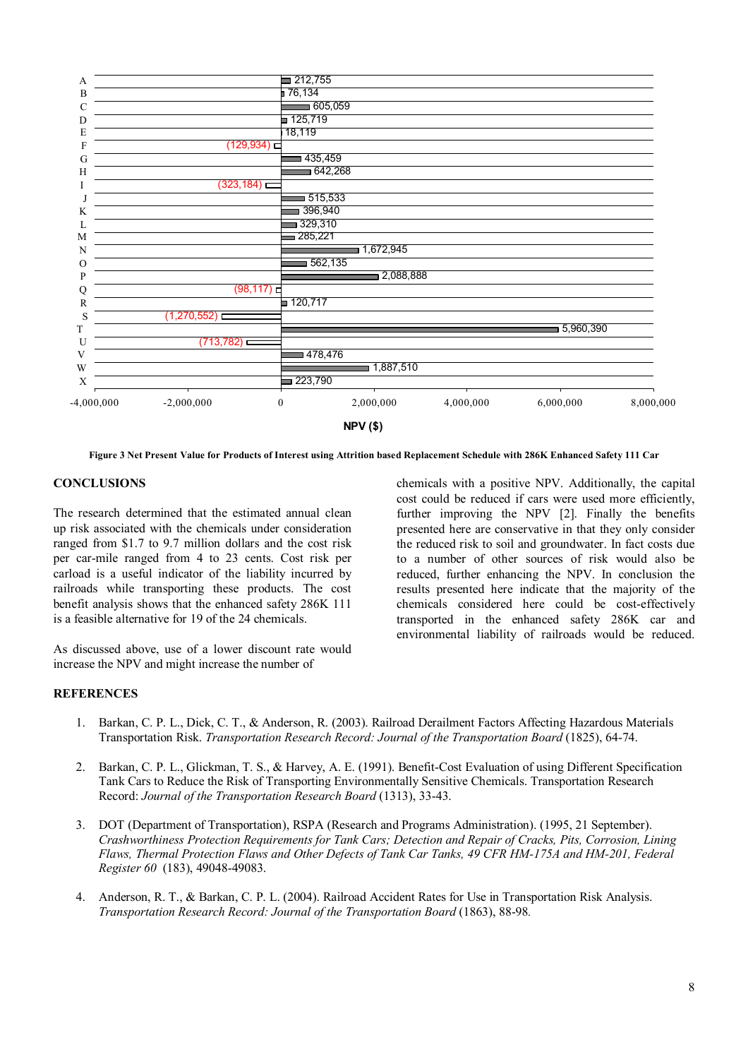A 212,755
B 76,134
C 605,059
D 125,719
E 18,119
F (129,934)
G 435,459
H 642,268
I (323,184)
J 515,533
K 396,940
L 329,310
M 285,221
N 1,672,945
O 562,135
P 2,088,888
Q (98,117)
R 120,717
S (1,270,552)
T 5,960,390
U (713,782)
V 478,476
W 1,887,510
X 223,790

-4,000,000 -2,000,000 0 2,000,000 4,000,000 6,000,000 8,000,000

NPV ($)

**Figure 3 Net Present Value for Products of Interest using Attrition based Replacement Schedule with 286K Enhanced Safety 111 Car**

## CONCLUSIONS

The research determined that the estimated annual clean up risk associated with the chemicals under consideration ranged from $1.7 to 9.7 million dollars and the cost risk per car-mile ranged from 4 to 23 cents. Cost risk per carload is a useful indicator of the liability incurred by railroads while transporting these products. The cost benefit analysis shows that the enhanced safety 286K 111 is a feasible alternative for 19 of the 24 chemicals.

As discussed above, use of a lower discount rate would increase the NPV and might increase the number of chemicals with a positive NPV. Additionally, the capital cost could be reduced if cars were used more efficiently, further improving the NPV [2]. Finally the benefits presented here are conservative in that they only consider the reduced risk to soil and groundwater. In fact costs due to a number of other sources of risk would also be reduced, further enhancing the NPV. In conclusion the results presented here indicate that the majority of the chemicals considered here could be cost-effectively transported in the enhanced safety 286K car and environmental liability of railroads would be reduced.

## REFERENCES

1. Barkan, C. P. L., Dick, C. T., & Anderson, R. (2003). Railroad Derailment Factors Affecting Hazardous Materials Transportation Risk. *Transportation Research Record: Journal of the Transportation Board* (1825), 64-74.

2. Barkan, C. P. L., Glickman, T. S., & Harvey, A. E. (1991). Benefit-Cost Evaluation of using Different Specification Tank Cars to Reduce the Risk of Transporting Environmentally Sensitive Chemicals. Transportation Research Record: *Journal of the Transportation Research Board* (1313), 33-43.

3. DOT (Department of Transportation), RSPA (Research and Programs Administration). (1995, 21 September). *Crashworthiness Protection Requirements for Tank Cars; Detection and Repair of Cracks, Pits, Corrosion, Lining Flaws, Thermal Protection Flaws and Other Defects of Tank Car Tanks, 49 CFR HM-175A and HM-201, Federal Register 60* (183), 49048-49083.

4. Anderson, R. T., & Barkan, C. P. L. (2004). Railroad Accident Rates for Use in Transportation Risk Analysis. *Transportation Research Record: Journal of the Transportation Board* (1863), 88-98.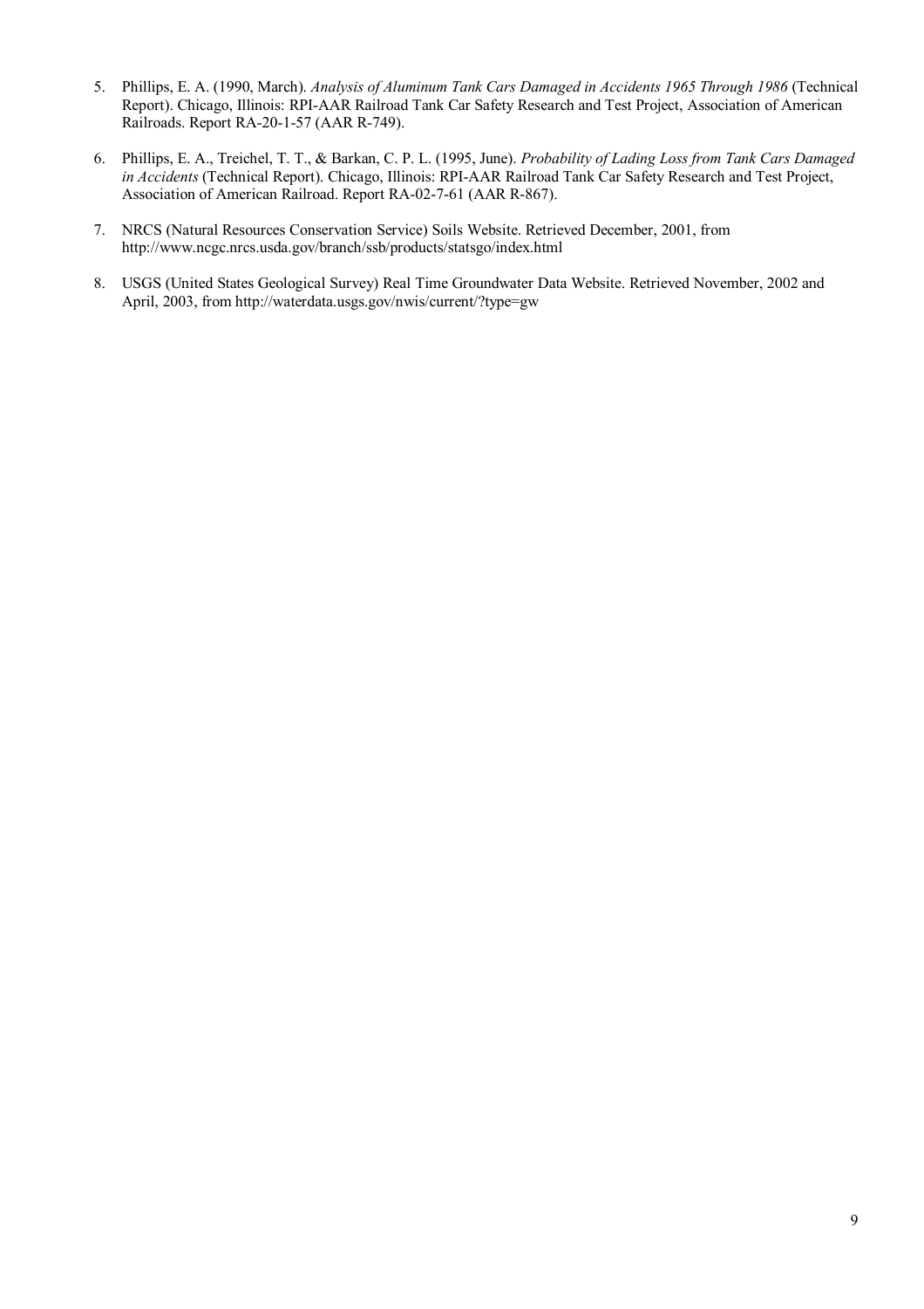5. Phillips, E. A. (1990, March). *Analysis of Aluminum Tank Cars Damaged in Accidents 1965 Through 1986* (Technical Report). Chicago, Illinois: RPI-AAR Railroad Tank Car Safety Research and Test Project, Association of American Railroads. Report RA-20-1-57 (AAR R-749).

6. Phillips, E. A., Treichel, T. T., & Barkan, C. P. L. (1995, June). *Probability of Lading Loss from Tank Cars Damaged in Accidents* (Technical Report). Chicago, Illinois: RPI-AAR Railroad Tank Car Safety Research and Test Project, Association of American Railroad. Report RA-02-7-61 (AAR R-867).

7. NRCS (Natural Resources Conservation Service) Soils Website. Retrieved December, 2001, from http://www.ncgc.nrcs.usda.gov/branch/ssb/products/statsgo/index.html

8. USGS (United States Geological Survey) Real Time Groundwater Data Website. Retrieved November, 2002 and April, 2003, from http://waterdata.usgs.gov/nwis/current/?type=gw